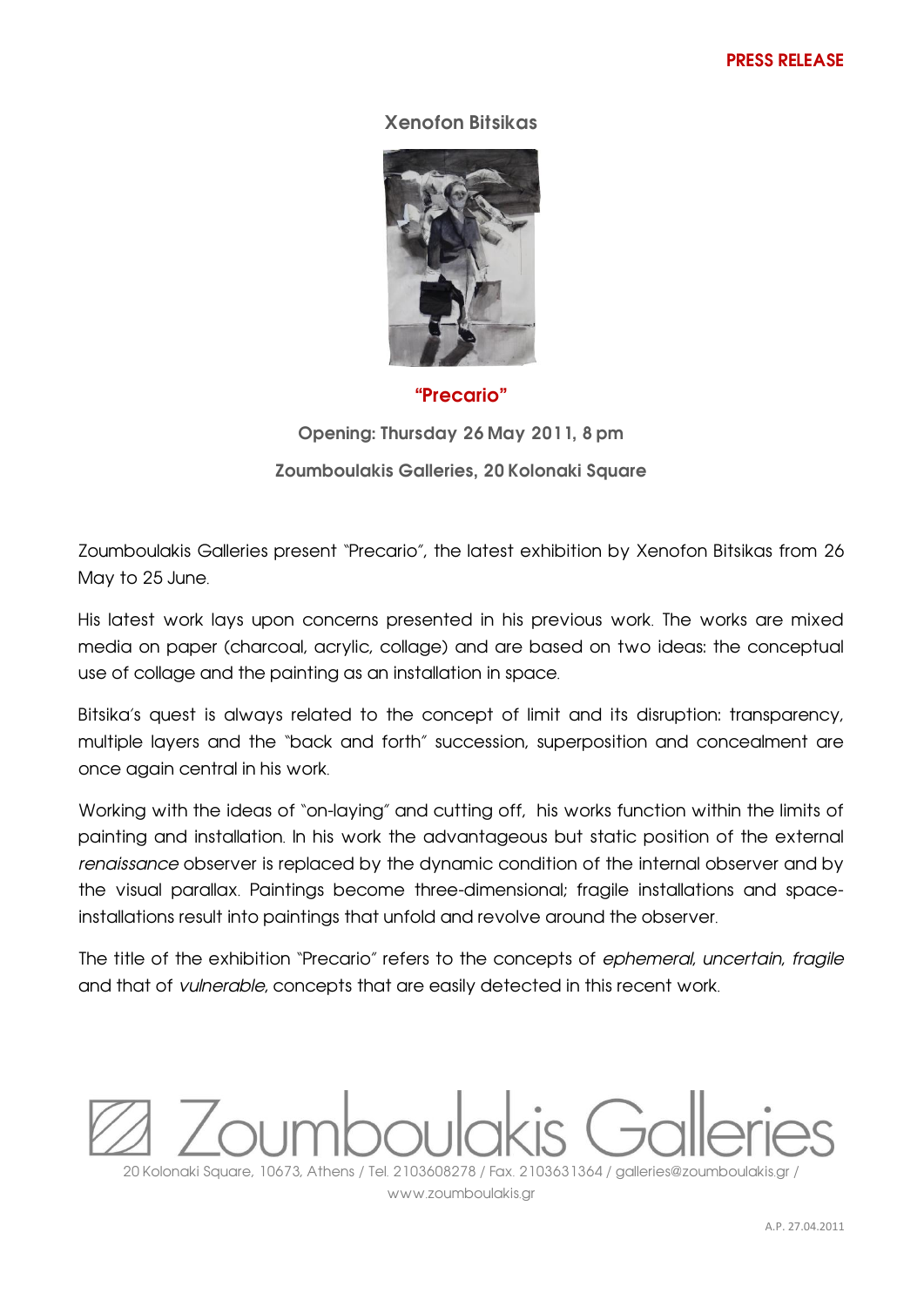**PRESS RELEASE**

## Xenofon Bitsikas

## "Precario"

**Opening: Thursday 26 May 2011, 8 pm**

**Zoumboulakis Galleries, 20 Kolonaki Square**

Zoumboulakis Galleries present "Precario", the latest exhibition by Xenofon Bitsikas from 26 May to 25 June.

His latest work lays upon concerns presented in his previous work. The works are mixed media on paper (charcoal, acrylic, collage) and are based on two ideas: the conceptual use of collage and the painting as an installation in space.

Bitsika's quest is always related to the concept of limit and its disruption: transparency, multiple layers and the "back and forth" succession, superposition and concealment are once again central in his work.

Working with the ideas of "on-laying" and cutting off, his works function within the limits of painting and installation. In his work the advantageous but static position of the external *renaissance* observer is replaced by the dynamic condition of the internal observer and by the visual parallax. Paintings become three-dimensional; fragile installations and space-installations result into paintings that unfold and revolve around the observer.

The title of the exhibition "Precario" refers to the concepts of *ephemeral*, *uncertain*, *fragile* and that of *vulnerable*, concepts that are easily detected in this recent work.

Zoumboulakis Galleries

20 Kolonaki Square, 10673, Athens / Tel. 2103608278 / Fax. 2103631364 / galleries@zoumboulakis.gr / www.zoumboulakis.gr

A.P. 27.04.2011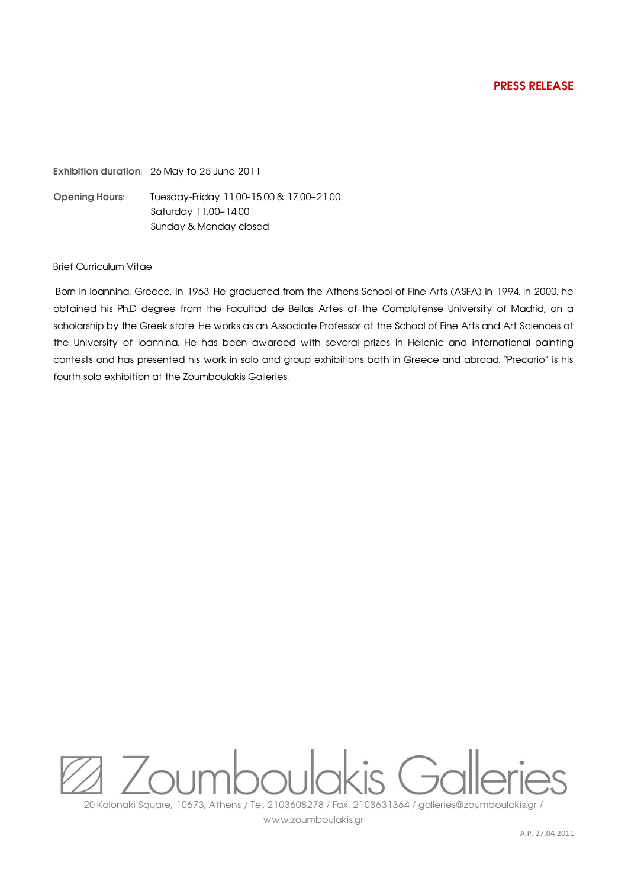**PRESS RELEASE**

**Exhibition duration**: 26 May to 25 June 2011

**Opening Hours**: Tuesday-Friday 11.00-15.00 & 17.00–21.00
Saturday 11.00–14.00
Sunday & Monday closed

Brief Curriculum Vitae

Born in Ioannina, Greece, in 1963. He graduated from the Athens School of Fine Arts (ASFA) in 1994. In 2000, he obtained his Ph.D degree from the Facultad de Bellas Artes of the Complutense University of Madrid, on a scholarship by the Greek state. He works as an Associate Professor at the School of Fine Arts and Art Sciences at the University of ioannina. He has been awarded with several prizes in Hellenic and international painting contests and has presented his work in solo and group exhibitions both in Greece and abroad. "Precario" is his fourth solo exhibition at the Zoumboulakis Galleries.

Zoumboulakis Galleries

20 Kolonaki Square, 10673, Athens / Tel. 2103608278 / Fax. 2103631364 / galleries@zoumboulakis.gr / www.zoumboulakis.gr

A.P. 27.04.2011